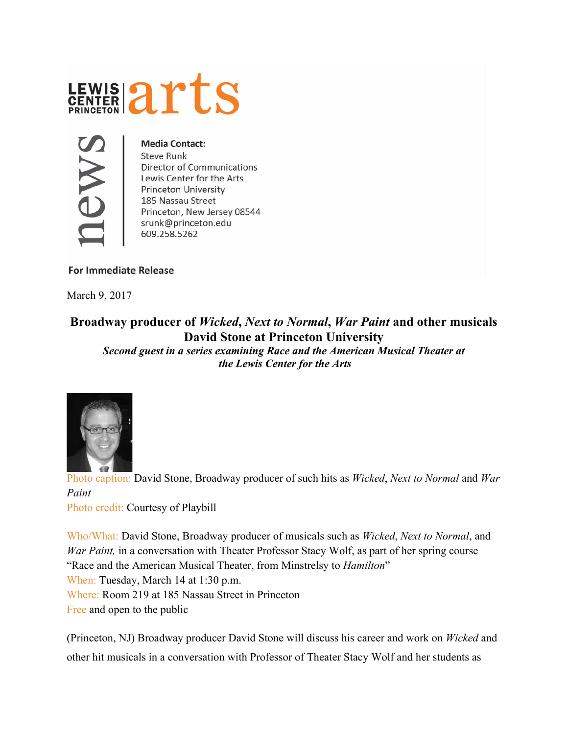LEWIS CENTER PRINCETON arts

news

**Media Contact:**
Steve Runk
Director of Communications
Lewis Center for the Arts
Princeton University
185 Nassau Street
Princeton, New Jersey 08544
srunk@princeton.edu
609.258.5262

**For Immediate Release**

March 9, 2017

## Broadway producer of *Wicked*, *Next to Normal*, *War Paint* and other musicals David Stone at Princeton University

***Second guest in a series examining Race and the American Musical Theater at the Lewis Center for the Arts***

Photo caption: David Stone, Broadway producer of such hits as *Wicked*, *Next to Normal* and *War Paint*
Photo credit: Courtesy of Playbill

Who/What: David Stone, Broadway producer of musicals such as *Wicked*, *Next to Normal*, and *War Paint,* in a conversation with Theater Professor Stacy Wolf, as part of her spring course "Race and the American Musical Theater, from Minstrelsy to *Hamilton*"
When: Tuesday, March 14 at 1:30 p.m.
Where: Room 219 at 185 Nassau Street in Princeton
Free and open to the public

(Princeton, NJ) Broadway producer David Stone will discuss his career and work on *Wicked* and other hit musicals in a conversation with Professor of Theater Stacy Wolf and her students as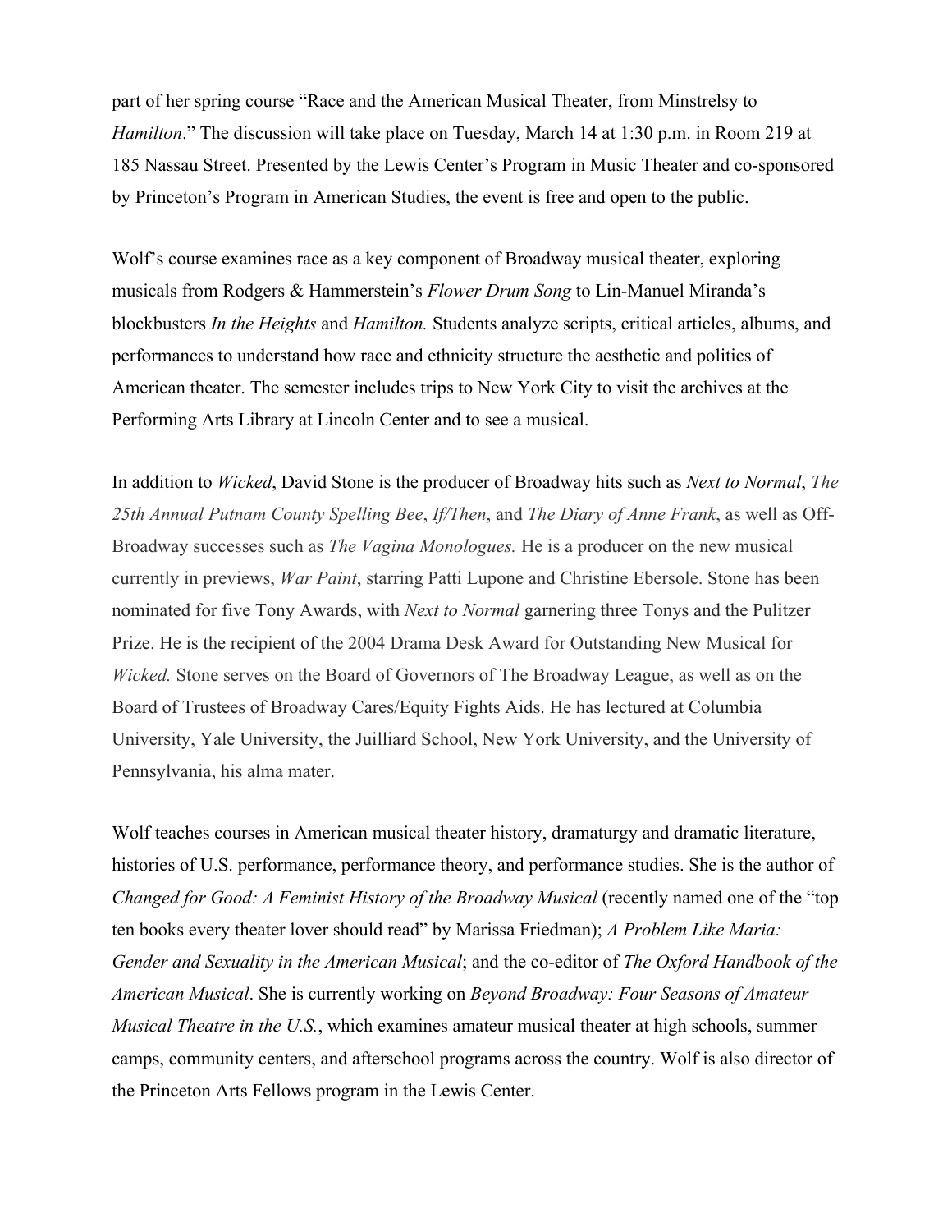part of her spring course "Race and the American Musical Theater, from Minstrelsy to *Hamilton*." The discussion will take place on Tuesday, March 14 at 1:30 p.m. in Room 219 at 185 Nassau Street. Presented by the Lewis Center's Program in Music Theater and co-sponsored by Princeton's Program in American Studies, the event is free and open to the public.

Wolf's course examines race as a key component of Broadway musical theater, exploring musicals from Rodgers & Hammerstein's *Flower Drum Song* to Lin-Manuel Miranda's blockbusters *In the Heights* and *Hamilton.* Students analyze scripts, critical articles, albums, and performances to understand how race and ethnicity structure the aesthetic and politics of American theater. The semester includes trips to New York City to visit the archives at the Performing Arts Library at Lincoln Center and to see a musical.

In addition to *Wicked*, David Stone is the producer of Broadway hits such as *Next to Normal*, *The 25th Annual Putnam County Spelling Bee*, *If/Then*, and *The Diary of Anne Frank*, as well as Off-Broadway successes such as *The Vagina Monologues.* He is a producer on the new musical currently in previews, *War Paint*, starring Patti Lupone and Christine Ebersole. Stone has been nominated for five Tony Awards, with *Next to Normal* garnering three Tonys and the Pulitzer Prize. He is the recipient of the 2004 Drama Desk Award for Outstanding New Musical for *Wicked.* Stone serves on the Board of Governors of The Broadway League, as well as on the Board of Trustees of Broadway Cares/Equity Fights Aids. He has lectured at Columbia University, Yale University, the Juilliard School, New York University, and the University of Pennsylvania, his alma mater.

Wolf teaches courses in American musical theater history, dramaturgy and dramatic literature, histories of U.S. performance, performance theory, and performance studies. She is the author of *Changed for Good: A Feminist History of the Broadway Musical* (recently named one of the "top ten books every theater lover should read" by Marissa Friedman); *A Problem Like Maria: Gender and Sexuality in the American Musical*; and the co-editor of *The Oxford Handbook of the American Musical*. She is currently working on *Beyond Broadway: Four Seasons of Amateur Musical Theatre in the U.S.*, which examines amateur musical theater at high schools, summer camps, community centers, and afterschool programs across the country. Wolf is also director of the Princeton Arts Fellows program in the Lewis Center.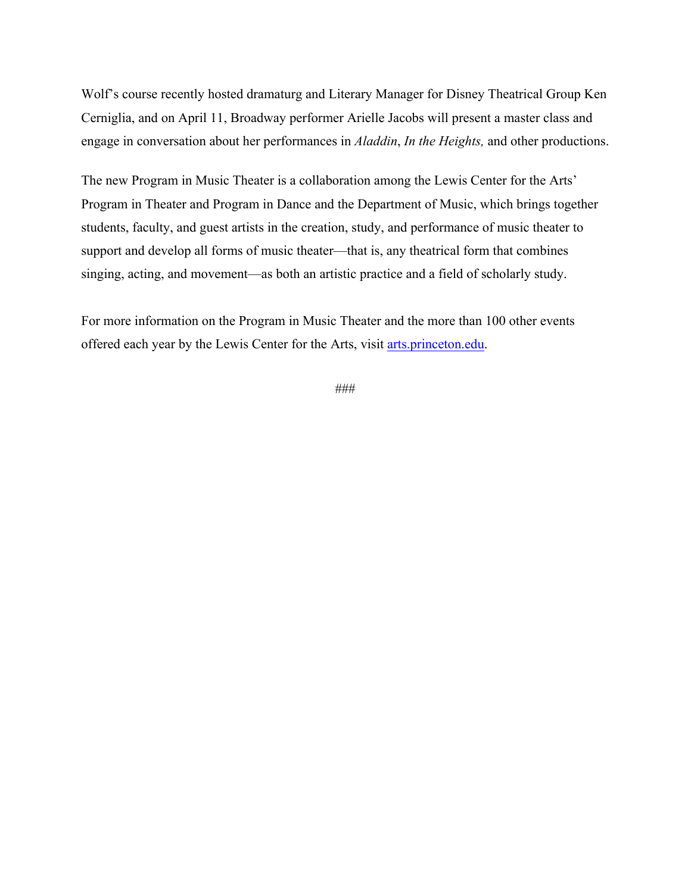Wolf's course recently hosted dramaturg and Literary Manager for Disney Theatrical Group Ken Cerniglia, and on April 11, Broadway performer Arielle Jacobs will present a master class and engage in conversation about her performances in *Aladdin*, *In the Heights,* and other productions.

The new Program in Music Theater is a collaboration among the Lewis Center for the Arts' Program in Theater and Program in Dance and the Department of Music, which brings together students, faculty, and guest artists in the creation, study, and performance of music theater to support and develop all forms of music theater—that is, any theatrical form that combines singing, acting, and movement—as both an artistic practice and a field of scholarly study.

For more information on the Program in Music Theater and the more than 100 other events offered each year by the Lewis Center for the Arts, visit [arts.princeton.edu](http://arts.princeton.edu).

###